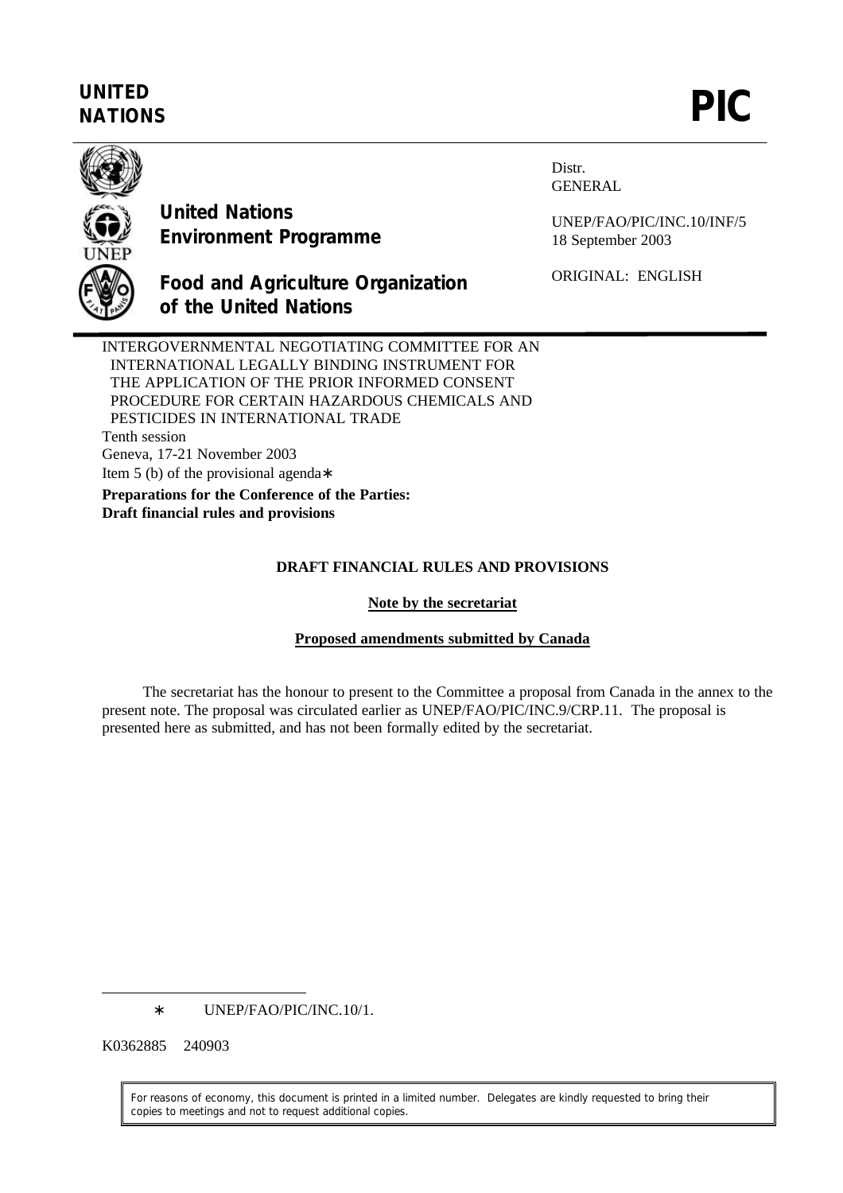**UNITED NATIONS**

# PIC

**United Nations Environment Programme**

**Food and Agriculture Organization of the United Nations**

Distr.
GENERAL

UNEP/FAO/PIC/INC.10/INF/5
18 September 2003

ORIGINAL: ENGLISH

INTERGOVERNMENTAL NEGOTIATING COMMITTEE FOR AN INTERNATIONAL LEGALLY BINDING INSTRUMENT FOR THE APPLICATION OF THE PRIOR INFORMED CONSENT PROCEDURE FOR CERTAIN HAZARDOUS CHEMICALS AND PESTICIDES IN INTERNATIONAL TRADE
Tenth session
Geneva, 17-21 November 2003
Item 5 (b) of the provisional agenda*

**Preparations for the Conference of the Parties: Draft financial rules and provisions**

## DRAFT FINANCIAL RULES AND PROVISIONS

**Note by the secretariat**

**Proposed amendments submitted by Canada**

The secretariat has the honour to present to the Committee a proposal from Canada in the annex to the present note. The proposal was circulated earlier as UNEP/FAO/PIC/INC.9/CRP.11. The proposal is presented here as submitted, and has not been formally edited by the secretariat.

* UNEP/FAO/PIC/INC.10/1.

K0362885 240903

For reasons of economy, this document is printed in a limited number. Delegates are kindly requested to bring their copies to meetings and not to request additional copies.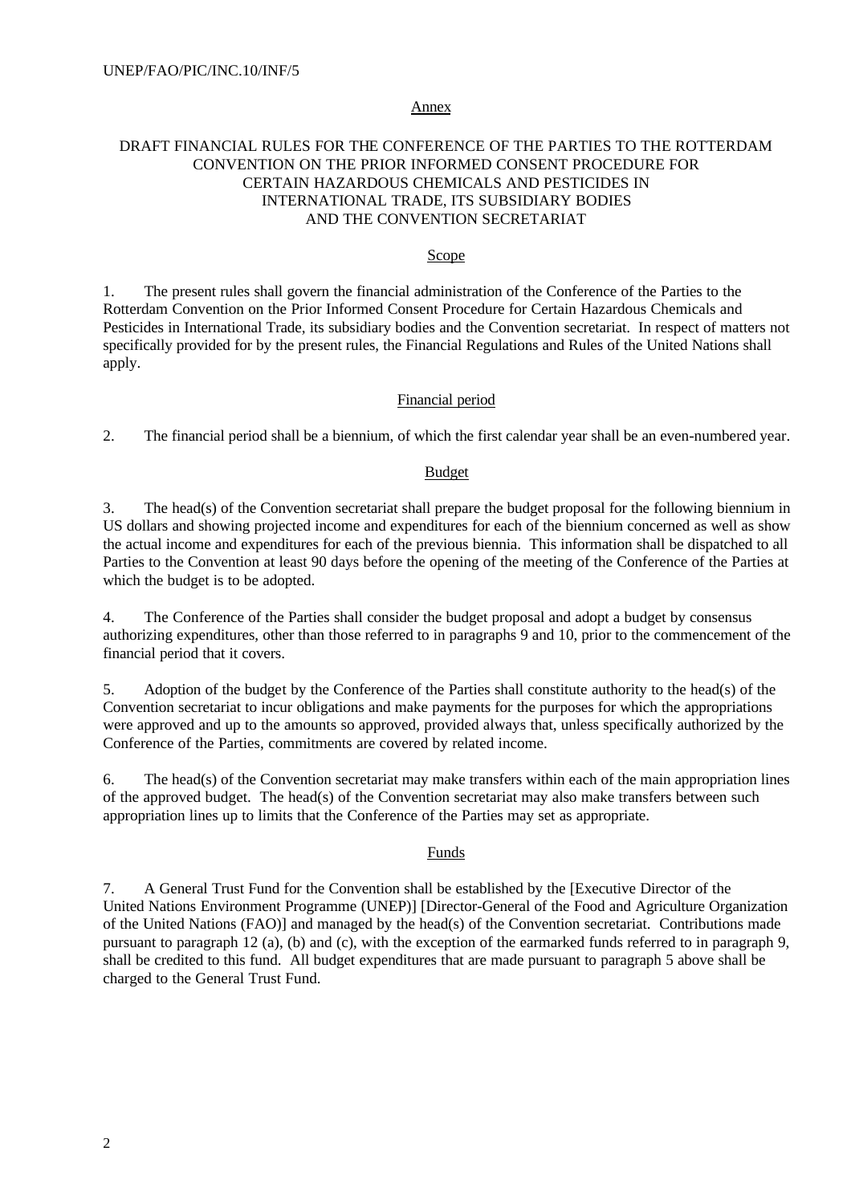Annex

# DRAFT FINANCIAL RULES FOR THE CONFERENCE OF THE PARTIES TO THE ROTTERDAM CONVENTION ON THE PRIOR INFORMED CONSENT PROCEDURE FOR CERTAIN HAZARDOUS CHEMICALS AND PESTICIDES IN INTERNATIONAL TRADE, ITS SUBSIDIARY BODIES AND THE CONVENTION SECRETARIAT

## Scope

1. The present rules shall govern the financial administration of the Conference of the Parties to the Rotterdam Convention on the Prior Informed Consent Procedure for Certain Hazardous Chemicals and Pesticides in International Trade, its subsidiary bodies and the Convention secretariat. In respect of matters not specifically provided for by the present rules, the Financial Regulations and Rules of the United Nations shall apply.

## Financial period

2. The financial period shall be a biennium, of which the first calendar year shall be an even-numbered year.

## Budget

3. The head(s) of the Convention secretariat shall prepare the budget proposal for the following biennium in US dollars and showing projected income and expenditures for each of the biennium concerned as well as show the actual income and expenditures for each of the previous biennia. This information shall be dispatched to all Parties to the Convention at least 90 days before the opening of the meeting of the Conference of the Parties at which the budget is to be adopted.

4. The Conference of the Parties shall consider the budget proposal and adopt a budget by consensus authorizing expenditures, other than those referred to in paragraphs 9 and 10, prior to the commencement of the financial period that it covers.

5. Adoption of the budget by the Conference of the Parties shall constitute authority to the head(s) of the Convention secretariat to incur obligations and make payments for the purposes for which the appropriations were approved and up to the amounts so approved, provided always that, unless specifically authorized by the Conference of the Parties, commitments are covered by related income.

6. The head(s) of the Convention secretariat may make transfers within each of the main appropriation lines of the approved budget. The head(s) of the Convention secretariat may also make transfers between such appropriation lines up to limits that the Conference of the Parties may set as appropriate.

## Funds

7. A General Trust Fund for the Convention shall be established by the [Executive Director of the United Nations Environment Programme (UNEP)] [Director-General of the Food and Agriculture Organization of the United Nations (FAO)] and managed by the head(s) of the Convention secretariat. Contributions made pursuant to paragraph 12 (a), (b) and (c), with the exception of the earmarked funds referred to in paragraph 9, shall be credited to this fund. All budget expenditures that are made pursuant to paragraph 5 above shall be charged to the General Trust Fund.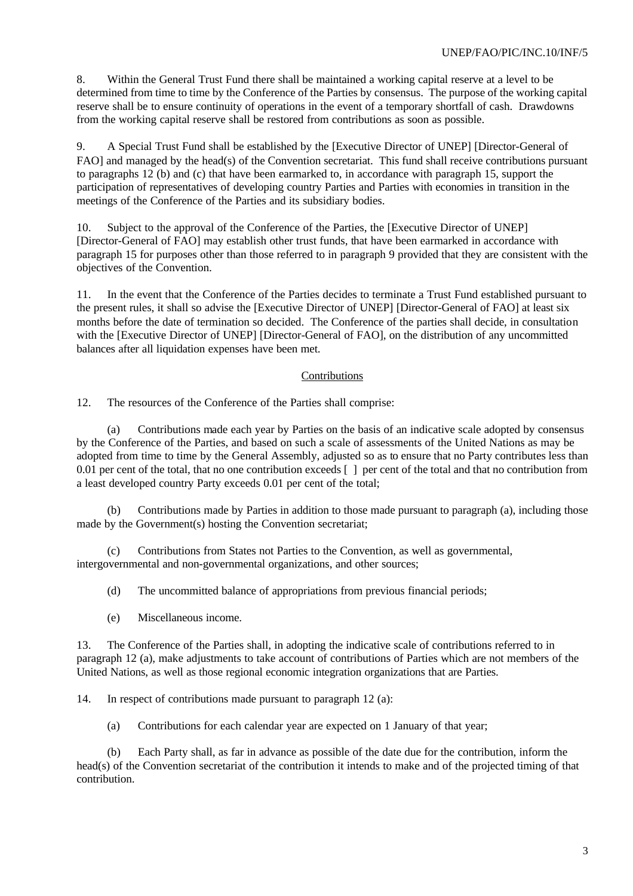8. Within the General Trust Fund there shall be maintained a working capital reserve at a level to be determined from time to time by the Conference of the Parties by consensus. The purpose of the working capital reserve shall be to ensure continuity of operations in the event of a temporary shortfall of cash. Drawdowns from the working capital reserve shall be restored from contributions as soon as possible.

9. A Special Trust Fund shall be established by the [Executive Director of UNEP] [Director-General of FAO] and managed by the head(s) of the Convention secretariat. This fund shall receive contributions pursuant to paragraphs 12 (b) and (c) that have been earmarked to, in accordance with paragraph 15, support the participation of representatives of developing country Parties and Parties with economies in transition in the meetings of the Conference of the Parties and its subsidiary bodies.

10. Subject to the approval of the Conference of the Parties, the [Executive Director of UNEP] [Director-General of FAO] may establish other trust funds, that have been earmarked in accordance with paragraph 15 for purposes other than those referred to in paragraph 9 provided that they are consistent with the objectives of the Convention.

11. In the event that the Conference of the Parties decides to terminate a Trust Fund established pursuant to the present rules, it shall so advise the [Executive Director of UNEP] [Director-General of FAO] at least six months before the date of termination so decided. The Conference of the parties shall decide, in consultation with the [Executive Director of UNEP] [Director-General of FAO], on the distribution of any uncommitted balances after all liquidation expenses have been met.

## Contributions

12. The resources of the Conference of the Parties shall comprise:

(a) Contributions made each year by Parties on the basis of an indicative scale adopted by consensus by the Conference of the Parties, and based on such a scale of assessments of the United Nations as may be adopted from time to time by the General Assembly, adjusted so as to ensure that no Party contributes less than 0.01 per cent of the total, that no one contribution exceeds [ ] per cent of the total and that no contribution from a least developed country Party exceeds 0.01 per cent of the total;

(b) Contributions made by Parties in addition to those made pursuant to paragraph (a), including those made by the Government(s) hosting the Convention secretariat;

(c) Contributions from States not Parties to the Convention, as well as governmental, intergovernmental and non-governmental organizations, and other sources;

(d) The uncommitted balance of appropriations from previous financial periods;

(e) Miscellaneous income.

13. The Conference of the Parties shall, in adopting the indicative scale of contributions referred to in paragraph 12 (a), make adjustments to take account of contributions of Parties which are not members of the United Nations, as well as those regional economic integration organizations that are Parties.

14. In respect of contributions made pursuant to paragraph 12 (a):

(a) Contributions for each calendar year are expected on 1 January of that year;

(b) Each Party shall, as far in advance as possible of the date due for the contribution, inform the head(s) of the Convention secretariat of the contribution it intends to make and of the projected timing of that contribution.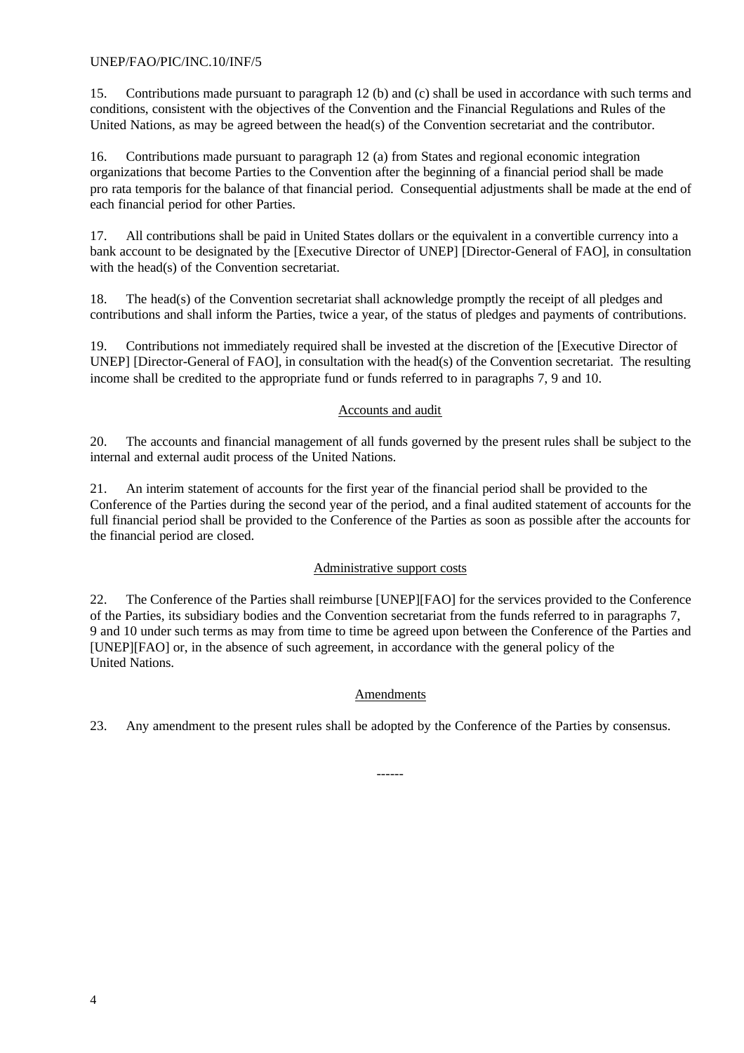15. Contributions made pursuant to paragraph 12 (b) and (c) shall be used in accordance with such terms and conditions, consistent with the objectives of the Convention and the Financial Regulations and Rules of the United Nations, as may be agreed between the head(s) of the Convention secretariat and the contributor.

16. Contributions made pursuant to paragraph 12 (a) from States and regional economic integration organizations that become Parties to the Convention after the beginning of a financial period shall be made pro rata temporis for the balance of that financial period. Consequential adjustments shall be made at the end of each financial period for other Parties.

17. All contributions shall be paid in United States dollars or the equivalent in a convertible currency into a bank account to be designated by the [Executive Director of UNEP] [Director-General of FAO], in consultation with the head(s) of the Convention secretariat.

18. The head(s) of the Convention secretariat shall acknowledge promptly the receipt of all pledges and contributions and shall inform the Parties, twice a year, of the status of pledges and payments of contributions.

19. Contributions not immediately required shall be invested at the discretion of the [Executive Director of UNEP] [Director-General of FAO], in consultation with the head(s) of the Convention secretariat. The resulting income shall be credited to the appropriate fund or funds referred to in paragraphs 7, 9 and 10.

## Accounts and audit

20. The accounts and financial management of all funds governed by the present rules shall be subject to the internal and external audit process of the United Nations.

21. An interim statement of accounts for the first year of the financial period shall be provided to the Conference of the Parties during the second year of the period, and a final audited statement of accounts for the full financial period shall be provided to the Conference of the Parties as soon as possible after the accounts for the financial period are closed.

## Administrative support costs

22. The Conference of the Parties shall reimburse [UNEP][FAO] for the services provided to the Conference of the Parties, its subsidiary bodies and the Convention secretariat from the funds referred to in paragraphs 7, 9 and 10 under such terms as may from time to time be agreed upon between the Conference of the Parties and [UNEP][FAO] or, in the absence of such agreement, in accordance with the general policy of the United Nations.

## Amendments

23. Any amendment to the present rules shall be adopted by the Conference of the Parties by consensus.

------